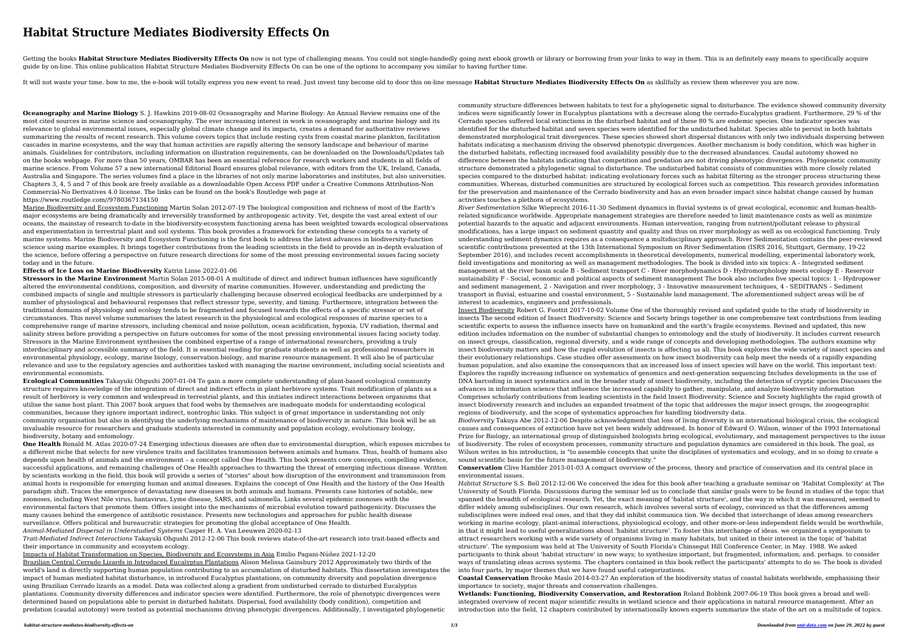# Habitat Structure Mediates Biodiversity Effects On

Getting the books **Habitat Structure Mediates Biodiversity Effects On** now is not type of challenging means. You could not single-handedly going next ebook growth or library or borrowing from your links to way in them. This is an definitely easy means to specifically acquire guide by on-line. This online publication Habitat Structure Mediates Biodiversity Effects On can be one of the options to accompany you similar to having further time.

It will not waste your time. bow to me, the e-book will totally express you new event to read. Just invest tiny become old to door this on-line message **Habitat Structure Mediates Biodiversity Effects On** as skillfully as review them wherever you are now.

**Oceanography and Marine Biology** S. J. Hawkins 2019-08-02 Oceanography and Marine Biology: An Annual Review remains one of the most cited sources in marine science and oceanography. The ever increasing interest in work in oceanography and marine biology and its relevance to global environmental issues, especially global climate change and its impacts, creates a demand for authoritative reviews summarizing the results of recent research. This volume covers topics that include resting cysts from coastal marine plankton, facilitation cascades in marine ecosystems, and the way that human activities are rapidly altering the sensory landscape and behaviour of marine animals. Guidelines for contributors, including information on illustration requirements, can be downloaded on the Downloads/Updates tab on the books webpage. For more than 50 years, OMBAR has been an essential reference for research workers and students in all fields of marine science. From Volume 57 a new international Editorial Board ensures global relevance, with editors from the UK, Ireland, Canada, Australia and Singapore. The series volumes find a place in the libraries of not only marine laboratories and institutes, but also universities. Chapters 3, 4, 5 and 7 of this book are freely available as a downloadable Open Access PDF under a Creative Commons Attribution-Non Commercial-No Derivatives 4.0 license. The links can be found on the book's Routledge web page at https://www.routledge.com//9780367134150

Marine Biodiversity and Ecosystem Functioning Martin Solan 2012-07-19 The biological composition and richness of most of the Earth's major ecosystems are being dramatically and irreversibly transformed by anthropogenic activity. Yet, despite the vast areal extent of our oceans, the mainstay of research to-date in the biodiversity-ecosystem functioning arena has been weighted towards ecological observations and experimentation in terrestrial plant and soil systems. This book provides a framework for extending these concepts to a variety of marine systems. Marine Biodiversity and Ecosystem Functioning is the first book to address the latest advances in biodiversity-function science using marine examples. It brings together contributions from the leading scientists in the field to provide an in-depth evaluation of the science, before offering a perspective on future research directions for some of the most pressing environmental issues facing society today and in the future.

**Effects of Ice Loss on Marine Biodiversity** Katrin Linse 2022-01-06

**Stressors in the Marine Environment** Martin Solan 2015-08-01 A multitude of direct and indirect human influences have significantly altered the environmental conditions, composition, and diversity of marine communities. However, understanding and predicting the combined impacts of single and multiple stressors is particularly challenging because observed ecological feedbacks are underpinned by a number of physiological and behavioural responses that reflect stressor type, severity, and timing. Furthermore, integration between the traditional domains of physiology and ecology tends to be fragmented and focused towards the effects of a specific stressor or set of circumstances. This novel volume summarises the latest research in the physiological and ecological responses of marine species to a comprehensive range of marine stressors, including chemical and noise pollution, ocean acidification, hypoxia, UV radiation, thermal and salinity stress before providing a perspective on future outcomes for some of the most pressing environmental issues facing society today. Stressors in the Marine Environment synthesises the combined expertise of a range of international researchers, providing a truly interdisciplinary and accessible summary of the field. It is essential reading for graduate students as well as professional researchers in environmental physiology, ecology, marine biology, conservation biology, and marine resource management. It will also be of particular relevance and use to the regulatory agencies and authorities tasked with managing the marine environment, including social scientists and environmental economists.

**Ecological Communities** Takayuki Ohgushi 2007-01-04 To gain a more complete understanding of plant-based ecological community structure requires knowledge of the integration of direct and indirect effects in plant herbivore systems. Trait modification of plants as a result of herbivory is very common and widespread in terrestrial plants, and this initiates indirect interactions between organisms that utilise the same host plant. This 2007 book argues that food webs by themselves are inadequate models for understanding ecological communities, because they ignore important indirect, nontrophic links. This subject is of great importance in understanding not only community organisation but also in identifying the underlying mechanisms of maintenance of biodiversity in nature. This book will be an invaluable resource for researchers and graduate students interested in community and population ecology, evolutionary biology, biodiversity, botany and entomology.

**One Health** Ronald M. Atlas 2020-07-24 Emerging infectious diseases are often due to environmental disruption, which exposes microbes to a different niche that selects for new virulence traits and facilitates transmission between animals and humans. Thus, health of humans also depends upon health of animals and the environment – a concept called One Health. This book presents core concepts, compelling evidence, successful applications, and remaining challenges of One Health approaches to thwarting the threat of emerging infectious disease. Written by scientists working in the field, this book will provide a series of "stories" about how disruption of the environment and transmission from animal hosts is responsible for emerging human and animal diseases. Explains the concept of One Health and the history of the One Health paradigm shift. Traces the emergence of devastating new diseases in both animals and humans. Presents case histories of notable, new zoonoses, including West Nile virus, hantavirus, Lyme disease, SARS, and salmonella. Links several epidemic zoonoses with the environmental factors that promote them. Offers insight into the mechanisms of microbial evolution toward pathogenicity. Discusses the many causes behind the emergence of antibiotic resistance. Presents new technologies and approaches for public health disease surveillance. Offers political and bureaucratic strategies for promoting the global acceptance of One Health.

*Animal-Mediated Dispersal in Understudied Systems* Casper H. A. Van Leeuwen 2020-02-13

*Trait-Mediated Indirect Interactions* Takayuki Ohgushi 2012-12-06 This book reviews state-of-the-art research into trait-based effects and their importance in community and ecosystem ecology.

Impacts of Habitat Transformation on Species, Biodiversity and Ecosystems in Asia Emilio Pagani-Núñez 2021-12-20

Brazilian Central Cerrado Lizards in Introduced Eucalyptus Plantations Alison Melissa Gainsbury 2012 Approximately two thirds of the world's land is directly supporting human population contributing to an accumulation of disturbed habitats. This dissertation investigates the impact of human mediated habitat disturbance, in introduced Eucalyptus plantations, on community diversity and population divergence using Brazilian Cerrado lizards as a model. Data was collected along a gradient from undisturbed cerrado to disturbed Eucalyptus plantations. Community diversity differences and indicator species were identified. Furthermore, the role of phenotypic divergences were determined based on populations able to persist in disturbed habitats. Dispersal, food availability (body condition), competition and predation (caudal autotomy) were tested as potential mechanisms driving phenotypic divergences. Additionally, I investigated phylogenetic community structure differences between habitats to test for a phylogenetic signal to disturbance. The evidence showed community diversity indices were significantly lower in Eucalyptus plantations with a decrease along the cerrado-Eucalyptus gradient. Furthermore, 29 % of the Cerrado species suffered local extinctions in the disturbed habitat and of these 80 % are endemic species. One indicator species was identified for the disturbed habitat and seven species were identified for the undisturbed habitat. Species able to persist in both habitats demonstrated morphological trait divergences. These species showed short dispersal distances with only two individuals dispersing between habitats indicating a mechanism driving the observed phenotypic divergences. Another mechanism is body condition, which was higher in the disturbed habitats, reflecting increased food availability possibly due to the decreased abundances. Caudal autotomy showed no difference between the habitats indicating that competition and predation are not driving phenotypic divergences. Phylogenetic community structure demonstrated a phylogenetic signal to disturbance. The undisturbed habitat consists of communities with more closely related species compared to the disturbed habitat: indicating evolutionary forces such as habitat filtering as the stronger process structuring these communities. Whereas, disturbed communities are structured by ecological forces such as competition. This research provides information for the preservation and maintenance of the Cerrado biodiversity and has an even broader impact since habitat change caused by human activities touches a plethora of ecosystems.

*River Sedimentation* Silke Wieprecht 2016-11-30 Sediment dynamics in fluvial systems is of great ecological, economic and human-health-related significance worldwide. Appropriate management strategies are therefore needed to limit maintenance costs as well as minimize potential hazards to the aquatic and adjacent environments. Human intervention, ranging from nutrient/pollutant release to physical modifications, has a large impact on sediment quantity and quality and thus on river morphology as well as on ecological functioning. Truly understanding sediment dynamics requires as a consequence a multidisciplinary approach. River Sedimentation contains the peer-reviewed scientific contributions presented at the 13th International Symposium on River Sedimentation (ISRS 2016, Stuttgart, Germany, 19-22 September 2016), and includes recent accomplishments in theoretical developments, numerical modelling, experimental laboratory work, field investigations and monitoring as well as management methodologies. The book is divided into six topics: A - Integrated sediment management at the river basin scale B - Sediment transport C - River morphodynamics D - Hydromorphology meets ecology E - Reservoir sustainability F - Social, economic and political aspects of sediment management The book also includes five special topics: 1 - Hydropower and sediment management, 2 - Navigation and river morphology, 3 - Innovative measurement techniques, 4 - SEDITRANS – Sediment transport in fluvial, estuarine and coastal environment, 5 - Sustainable land management. The aforementioned subject areas will be of interest to academics, engineers and professionals.

Insect Biodiversity Robert G. Foottit 2017-10-02 Volume One of the thoroughly revised and updated guide to the study of biodiversity in insects The second edition of Insect Biodiversity: Science and Society brings together in one comprehensive text contributions from leading scientific experts to assess the influence insects have on humankind and the earth's fragile ecosystems. Revised and updated, this new edition includes information on the number of substantial changes to entomology and the study of biodiversity. It includes current research on insect groups, classification, regional diversity, and a wide range of concepts and developing methodologies. The authors examine why insect biodiversity matters and how the rapid evolution of insects is affecting us all. This book explores the wide variety of insect species and their evolutionary relationships. Case studies offer assessments on how insect biodiversity can help meet the needs of a rapidly expanding human population, and also examine the consequences that an increased loss of insect species will have on the world. This important text: Explores the rapidly increasing influence on systematics of genomics and next-generation sequencing Includes developments in the use of DNA barcoding in insect systematics and in the broader study of insect biodiversity, including the detection of cryptic species Discusses the advances in information science that influence the increased capability to gather, manipulate, and analyze biodiversity information Comprises scholarly contributions from leading scientists in the field Insect Biodiversity: Science and Society highlights the rapid growth of insect biodiversity research and includes an expanded treatment of the topic that addresses the major insect groups, the zoogeographic regions of biodiversity, and the scope of systematics approaches for handling biodiversity data.

*Biodiversity* Takuya Abe 2012-12-06 Despite acknowledgment that loss of living diversity is an international biological crisis, the ecological causes and consequences of extinction have not yet been widely addressed. In honor of Edward O. Wilson, winner of the 1993 International Prize for Biology, an international group of distinguished biologists bring ecological, evolutionary, and management perspectives to the issue of biodiversity. The roles of ecosystem processes, community structure and population dynamics are considered in this book. The goal, as Wilson writes in his introduction, is "to assemble concepts that unite the disciplines of systematics and ecology, and in so doing to create a sound scientific basis for the future management of biodiversity."

**Conservation** Clive Hambler 2013-01-03 A compact overview of the process, theory and practice of conservation and its central place in environmental issues.

*Habitat Structure* S.S. Bell 2012-12-06 We conceived the idea for this book after teaching a graduate seminar on 'Habitat Complexity' at The University of South Florida. Discussions during the seminar led us to conclude that similar goals were to be found in studies of the topic that spanned the breadth of ecological research. Yet, the exact meaning of 'habitat structure', and the way in which it was measured, seemed to differ widely among subdisciplines. Our own research, which involves several sorts of ecology, convinced us that the differences among subdisciplines were indeed real ones, and that they did inhibit communica tion. We decided that interchange of ideas among researchers working in marine ecology, plant-animal interactions, physiological ecology, and other more-or-less independent fields would be worthwhile, in that it might lead to useful generalizations about 'habitat structure'. To foster this interchange of ideas. we organized a symposium to attract researchers working with a wide variety of organisms living in many habitats, but united in their interest in the topic of 'habitat structure'. The symposium was held at The University of South Florida's Chinsegut Hill Conference Center, in May. 1988. We asked participants to think about 'habitat structure' in new ways; to synthesize important, but fragmented, information; and. perhaps. to consider ways of translating ideas across systems. The chapters contained in this book reflect the participants' attempts to do so. The book is divided into four parts, by major themes that we have found useful categorizations.

**Coastal Conservation** Brooke Maslo 2014-03-27 An exploration of the biodiversity status of coastal habitats worldwide, emphasising their importance to society, major threats and conservation challenges.

**Wetlands: Functioning, Biodiversity Conservation, and Restoration** Roland Bobbink 2007-06-19 This book gives a broad and well-integrated overview of recent major scientific results in wetland science and their applications in natural resource management. After an introduction into the field, 12 chapters contributed by internationally known experts summarize the state of the art on a multitude of topics.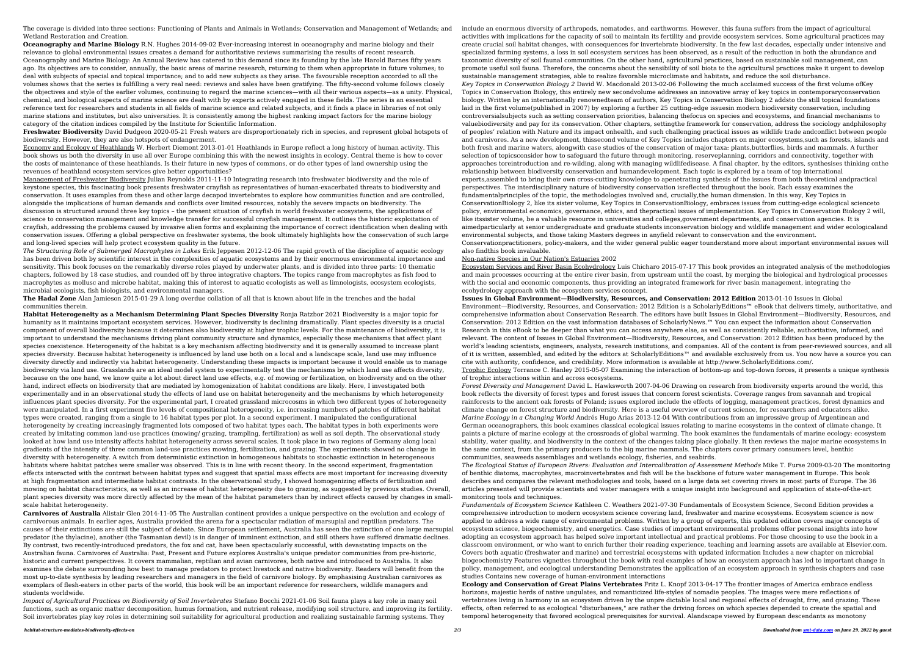The coverage is divided into three sections: Functioning of Plants and Animals in Wetlands; Conservation and Management of Wetlands; and Wetland Restoration and Creation.

**Oceanography and Marine Biology** R.N. Hughes 2014-09-02 Ever-increasing interest in oceanography and marine biology and their relevance to global environmental issues creates a demand for authoritative reviews summarising the results of recent research. Oceanography and Marine Biology: An Annual Review has catered to this demand since its founding by the late Harold Barnes fifty years ago. Its objectives are to consider, annually, the basic areas of marine research, returning to them when appropriate in future volumes; to deal with subjects of special and topical importance; and to add new subjects as they arise. The favourable reception accorded to all the volumes shows that the series is fulfilling a very real need: reviews and sales have been gratifying. The fifty-second volume follows closely the objectives and style of the earlier volumes, continuing to regard the marine sciences—with all their various aspects—as a unity. Physical, chemical, and biological aspects of marine science are dealt with by experts actively engaged in these fields. The series is an essential reference text for researchers and students in all fields of marine science and related subjects, and it finds a place in libraries of not only marine stations and institutes, but also universities. It is consistently among the highest ranking impact factors for the marine biology category of the citation indices compiled by the Institute for Scientific Information.

**Freshwater Biodiversity** David Dudgeon 2020-05-21 Fresh waters are disproportionately rich in species, and represent global hotspots of biodiversity. However, they are also hotspots of endangerment.

Economy and Ecology of Heathlands W. Herbert Diemont 2013-01-01 Heathlands in Europe reflect a long history of human activity. This book shows us both the diversity in use all over Europe combining this with the newest insights in ecology. Central theme is how to cover the costs of maintenance of these heathlands. Is their future in new types of commons, or do other types of land ownership using the revenues of heathland ecosystem services give better opportunities?

Management of Freshwater Biodiversity Julian Reynolds 2011-11-10 Integrating research into freshwater biodiversity and the role of keystone species, this fascinating book presents freshwater crayfish as representatives of human-exacerbated threats to biodiversity and conservation. It uses examples from these and other large decapod invertebrates to explore how communities function and are controlled, alongside the implications of human demands and conflicts over limited resources, notably the severe impacts on biodiversity. The discussion is structured around three key topics – the present situation of crayfish in world freshwater ecosystems, the applications of science to conservation management and knowledge transfer for successful crayfish management. It outlines the historic exploitation of crayfish, addressing the problems caused by invasive alien forms and explaining the importance of correct identification when dealing with conservation issues. Offering a global perspective on freshwater systems, the book ultimately highlights how the conservation of such large and long-lived species will help protect ecosystem quality in the future.

*The Structuring Role of Submerged Macrophytes in Lakes* Erik Jeppesen 2012-12-06 The rapid growth of the discipline of aquatic ecology has been driven both by scientific interest in the complexities of aquatic ecosystems and by their enormous environmental importance and sensitivity. This book focuses on the remarkably diverse roles played by underwater plants, and is divided into three parts: 10 thematic chapters, followed by 18 case studies, and rounded off by three integrative chapters. The topics range from macrophytes as fish food to macrophytes as mollusc and microbe habitat, making this of interest to aquatic ecologists as well as limnologists, ecosystem ecologists, microbial ecologists, fish biologists, and environmental managers.

**The Hadal Zone** Alan Jamieson 2015-01-29 A long overdue collation of all that is known about life in the trenches and the hadal communities therein.

**Habitat Heterogeneity as a Mechanism Determining Plant Species Diversity** Ronja Ratzbor 2021 Biodiversity is a major topic for humanity as it maintains important ecosystem services. However, biodiversity is declining dramatically. Plant species diversity is a crucial component of overall biodiversity because it determines also biodiversity at higher trophic levels. For the maintenance of biodiversity, it is important to understand the mechanisms driving plant community structure and dynamics, especially those mechanisms that affect plant species coexistence. Heterogeneity of the habitat is a key mechanism affecting biodiversity and it is generally assumed to increase plant species diversity. Because habitat heterogeneity is influenced by land use both on a local and a landscape scale, land use may influence diversity directly and indirectly via habitat heterogeneity. Understanding these impacts is important because it would enable us to manage biodiversity via land use. Grasslands are an ideal model system to experimentally test the mechanisms by which land use affects diversity, because on the one hand, we know quite a lot about direct land use effects, e.g. of mowing or fertilization, on biodiversity and on the other hand, indirect effects on biodiversity that are mediated by homogenization of habitat conditions are likely. Here, I investigated both experimentally and in an observational study the effects of land use on habitat heterogeneity and the mechanisms by which heterogeneity influences plant species diversity. For the experimental part, I created grassland microcosms in which two different types of heterogeneity were manipulated. In a first experiment five levels of compositional heterogeneity, i.e. increasing numbers of patches of different habitat types were created, ranging from a single to 16 habitat types per plot. In a second experiment, I manipulated the configurational heterogeneity by creating increasingly fragmented lots composed of two habitat types each. The habitat types in both experiments were created by imitating common land-use practices (mowing/ grazing, trampling, fertilization) as well as soil depth. The observational study looked at how land use intensity affects habitat heterogeneity across several scales. It took place in two regions of Germany along local gradients of the intensity of three common land-use practices mowing, fertilization, and grazing. The experiments showed no change in diversity with heterogeneity. A switch from deterministic extinction in homogeneous habitats to stochastic extinction in heterogeneous habitats where habitat patches were smaller was observed. This is in line with recent theory. In the second experiment, fragmentation effects interacted with the contrast between habitat types and suggest that spatial mass effects are most important for increasing diversity at high fragmentation and intermediate habitat contrasts. In the observational study, I showed homogenizing effects of fertilization and mowing on habitat characteristics, as well as an increase of habitat heterogeneity due to grazing, as suggested by previous studies. Overall, plant species diversity was more directly affected by the mean of the habitat parameters than by indirect effects caused by changes in small-scale habitat heterogeneity.

**Carnivores of Australia** Alistair Glen 2014-11-05 The Australian continent provides a unique perspective on the evolution and ecology of carnivorous animals. In earlier ages, Australia provided the arena for a spectacular radiation of marsupial and reptilian predators. The causes of their extinctions are still the subject of debate. Since European settlement, Australia has seen the extinction of one large marsupial predator (the thylacine), another (the Tasmanian devil) is in danger of imminent extinction, and still others have suffered dramatic declines. By contrast, two recently-introduced predators, the fox and cat, have been spectacularly successful, with devastating impacts on the Australian fauna. Carnivores of Australia: Past, Present and Future explores Australia's unique predator communities from pre-historic, historic and current perspectives. It covers mammalian, reptilian and avian carnivores, both native and introduced to Australia. It also examines the debate surrounding how best to manage predators to protect livestock and native biodiversity. Readers will benefit from the most up-to-date synthesis by leading researchers and managers in the field of carnivore biology. By emphasising Australian carnivores as exemplars of flesh-eaters in other parts of the world, this book will be an important reference for researchers, wildlife managers and students worldwide.

*Impact of Agricultural Practices on Biodiversity of Soil Invertebrates* Stefano Bocchi 2021-01-06 Soil fauna plays a key role in many soil functions, such as organic matter decomposition, humus formation, and nutrient release, modifying soil structure, and improving its fertility. Soil invertebrates play key roles in determining soil suitability for agricultural production and realizing sustainable farming systems. They include an enormous diversity of arthropods, nematodes, and earthworms. However, this fauna suffers from the impact of agricultural activities with implications for the capacity of soil to maintain its fertility and provide ecosystem services. Some agricultural practices may create crucial soil habitat changes, with consequences for invertebrate biodiversity. In the few last decades, especially under intensive and specialized farming systems, a loss in soil ecosystem services has been observed, as a result of the reduction in both the abundance and taxonomic diversity of soil faunal communities. On the other hand, agricultural practices, based on sustainable soil management, can promote useful soil fauna. Therefore, the concerns about the sensibility of soil biota to the agricultural practices make it urgent to develop sustainable management strategies, able to realize favorable microclimate and habitats, and reduce the soil disturbance.

*Key Topics in Conservation Biology 2* David W. Macdonald 2013-02-06 Following the much acclaimed success of the first volume ofKey Topics in Conservation Biology, this entirely new secondvolume addresses an innovative array of key topics in contemporaryconservation biology. Written by an internationally renownedteam of authors, Key Topics in Conservation Biology 2 addsto the solid topical foundations laid in the first volume(published in 2007) by exploring a further 25 cutting-edge issuesin modern biodiversity conservation, including controversialsubjects such as setting conservation priorities, balancing thefocus on species and ecosystems, and financial mechanisms to valuebiodiversity and pay for its conservation. Other chapters, settingthe framework for conservation, address the sociology andphilosophy of peoples' relation with Nature and its impact onhealth, and such challenging practical issues as wildlife trade andconflict between people and carnivores. As a new development, thissecond volume of Key Topics includes chapters on major ecosystems,such as forests, islands and both fresh and marine waters, alongwith case studies of the conservation of major taxa: plants,butterflies, birds and mammals. A further selection of topicsconsider how to safeguard the future through monitoring, reserveplanning, corridors and connectivity, together with approaches toreintroduction and re-wilding, along with managing wildlifedisease. A final chapter, by the editors, synthesises thinking onthe relationship between biodiversity conservation and humandevelopment. Each topic is explored by a team of top international experts,assembled to bring their own cross-cutting knowledge to apenetrating synthesis of the issues from both theoretical andpractical perspectives. The interdisciplinary nature of biodiversity conservation isreflected throughout the book. Each essay examines the fundamentalprinciples of the topic, the methodologies involved and, crucially,the human dimension. In this way, Key Topics in ConservationBiology 2, like its sister volume, Key Topics in ConservationBiology, embraces issues from cutting-edge ecological scienceto policy, environmental economics, governance, ethics, and thepractical issues of implementation. Key Topics in Conservation Biology 2 will, like itssister volume, be a valuable resource in universities and colleges,government departments, and conservation agencies. It is aimedparticularly at senior undergraduate and graduate students inconservation biology and wildlife management and wider ecologicaland environmental subjects, and those taking Masters degrees in anyfield relevant to conservation and the environment. Conservationpractitioners, policy-makers, and the wider general public eager tounderstand more about important environmental issues will also findthis book invaluable.

Non-native Species in Our Nation's Estuaries 2002

Ecosystem Services and River Basin Ecohydrology Luis Chicharo 2015-07-17 This book provides an integrated analysis of the methodologies and main processes occurring at the entire river basin, from upstream until the coast, by merging the biological and hydrological processes with the social and economic components, thus providing an integrated framework for river basin management, integrating the ecohydrology approach with the ecosystem services concept.

**Issues in Global Environment—Biodiversity, Resources, and Conservation: 2012 Edition** 2013-01-10 Issues in Global Environment—Biodiversity, Resources, and Conservation: 2012 Edition is a ScholarlyEditions™ eBook that delivers timely, authoritative, and comprehensive information about Conservation Research. The editors have built Issues in Global Environment—Biodiversity, Resources, and Conservation: 2012 Edition on the vast information databases of ScholarlyNews.™ You can expect the information about Conservation Research in this eBook to be deeper than what you can access anywhere else, as well as consistently reliable, authoritative, informed, and relevant. The content of Issues in Global Environment—Biodiversity, Resources, and Conservation: 2012 Edition has been produced by the world's leading scientists, engineers, analysts, research institutions, and companies. All of the content is from peer-reviewed sources, and all of it is written, assembled, and edited by the editors at ScholarlyEditions™ and available exclusively from us. You now have a source you can cite with authority, confidence, and credibility. More information is available at http://www.ScholarlyEditions.com/.

Trophic Ecology Torrance C. Hanley 2015-05-07 Examining the interaction of bottom-up and top-down forces, it presents a unique synthesis of trophic interactions within and across ecosystems.

*Forest Diversity and Management* David L. Hawksworth 2007-04-06 Drawing on research from biodiversity experts around the world, this book reflects the diversity of forest types and forest issues that concern forest scientists. Coverage ranges from savannah and tropical rainforests to the ancient oak forests of Poland; issues explored include the effects of logging, management practices, forest dynamics and climate change on forest structure and biodiversity. Here is a useful overview of current science, for researchers and educators alike.

*Marine Ecology in a Changing World* Andrés Hugo Arias 2013-12-04 With contributions from an impressive group of Argentinean and German oceanographers, this book examines classical ecological issues relating to marine ecosystems in the context of climate change. It paints a picture of marine ecology at the crossroads of global warming. The book examines the fundamentals of marine ecology: ecosystem stability, water quality, and biodiversity in the context of the changes taking place globally. It then reviews the major marine ecosystems in the same context, from the primary producers to the big marine mammals. The chapters cover primary consumers level, benthic communities, seaweeds assemblages and wetlands ecology, fisheries, and seabirds.

*The Ecological Status of European Rivers: Evaluation and Intercalibration of Assessment Methods* Mike T. Furse 2009-03-20 The monitoring of benthic diatoms, macrophytes, macroinvertebrates and fish will be the backbone of future water management in Europe. This book describes and compares the relevant methodologies and tools, based on a large data set covering rivers in most parts of Europe. The 36 articles presented will provide scientists and water managers with a unique insight into background and application of state-of-the-art monitoring tools and techniques.

*Fundamentals of Ecosystem Science* Kathleen C. Weathers 2021-07-30 Fundamentals of Ecosystem Science, Second Edition provides a comprehensive introduction to modern ecosystem science covering land, freshwater and marine ecosystems. Ecosystem science is now applied to address a wide range of environmental problems. Written by a group of experts, this updated edition covers major concepts of ecosystem science, biogeochemistry, and energetics. Case studies of important environmental problems offer personal insights into how adopting an ecosystem approach has helped solve important intellectual and practical problems. For those choosing to use the book in a classroom environment, or who want to enrich further their reading experience, teaching and learning assets are available at Elsevier.com. Covers both aquatic (freshwater and marine) and terrestrial ecosystems with updated information Includes a new chapter on microbial biogeochemistry Features vignettes throughout the book with real examples of how an ecosystem approach has led to important change in policy, management, and ecological understanding Demonstrates the application of an ecosystem approach in synthesis chapters and case studies Contains new coverage of human-environment interactions

**Ecology and Conservation of Great Plains Vertebrates** Fritz L. Knopf 2013-04-17 The frontier images of America embrace endless horizons, majestic herds of native ungulates, and romanticized life-styles of nomadic peoples. The images were mere reflections of vertebrates living in harmony in an ecosystem driven by the unpre dictable local and regional effects of drought, frre, and grazing. Those effects, often referred to as ecological "disturbanees," are rather the driving forces on which species depended to create the spatial and temporal heterogeneity that favored ecological prerequisites for survival. Alandscape viewed by European descendants as monotony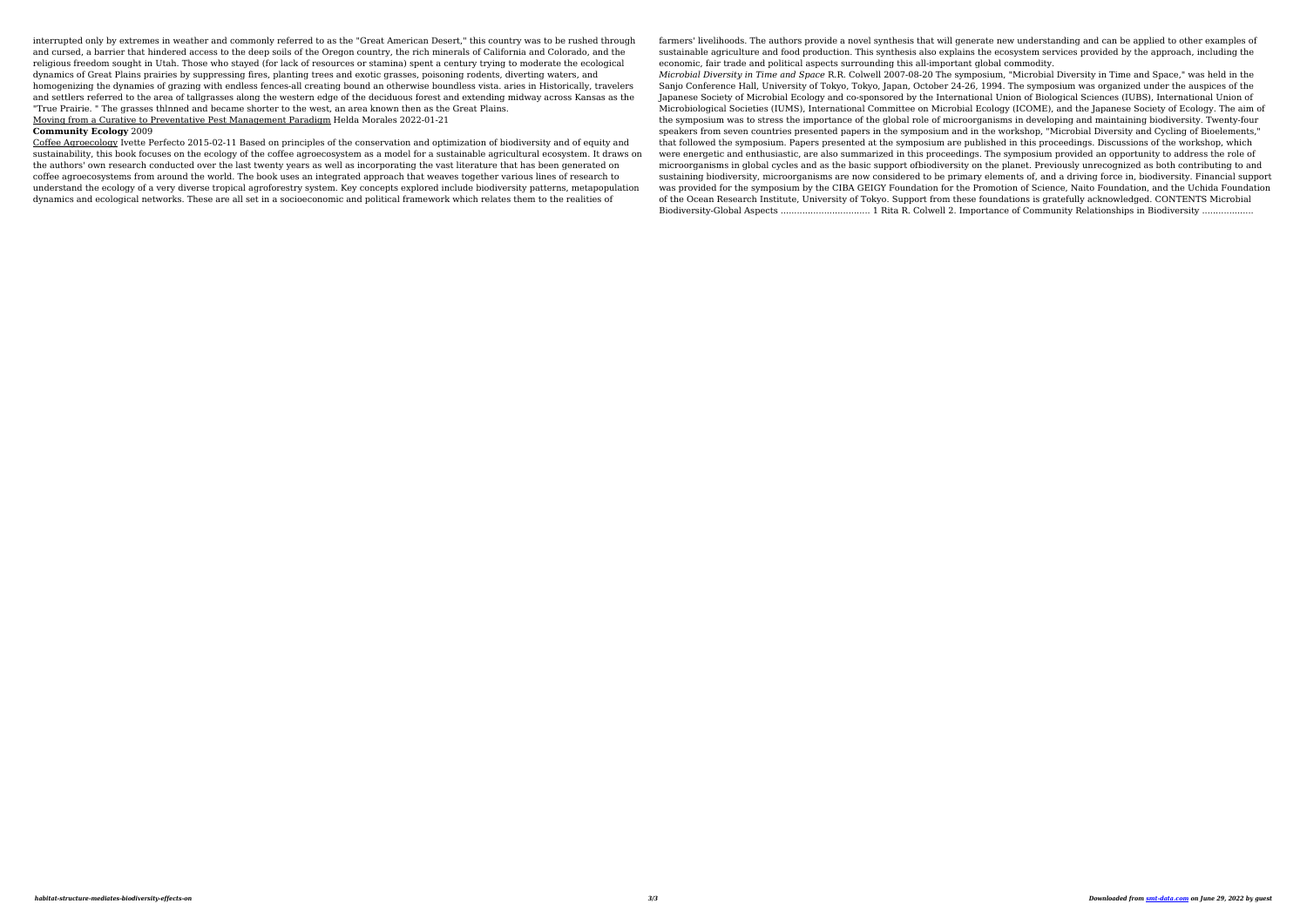interrupted only by extremes in weather and commonly referred to as the "Great American Desert," this country was to be rushed through and cursed, a barrier that hindered access to the deep soils of the Oregon country, the rich minerals of California and Colorado, and the religious freedom sought in Utah. Those who stayed (for lack of resources or stamina) spent a century trying to moderate the ecological dynamics of Great Plains prairies by suppressing fires, planting trees and exotic grasses, poisoning rodents, diverting waters, and homogenizing the dynamies of grazing with endless fences-all creating bound an otherwise boundless vista. aries in Historically, travelers and settlers referred to the area of tallgrasses along the western edge of the deciduous forest and extending midway across Kansas as the "True Prairie. " The grasses thlnned and became shorter to the west, an area known then as the Great Plains.

Moving from a Curative to Preventative Pest Management Paradigm Helda Morales 2022-01-21

**Community Ecology** 2009

Coffee Agroecology Ivette Perfecto 2015-02-11 Based on principles of the conservation and optimization of biodiversity and of equity and sustainability, this book focuses on the ecology of the coffee agroecosystem as a model for a sustainable agricultural ecosystem. It draws on the authors' own research conducted over the last twenty years as well as incorporating the vast literature that has been generated on coffee agroecosystems from around the world. The book uses an integrated approach that weaves together various lines of research to understand the ecology of a very diverse tropical agroforestry system. Key concepts explored include biodiversity patterns, metapopulation dynamics and ecological networks. These are all set in a socioeconomic and political framework which relates them to the realities of farmers' livelihoods. The authors provide a novel synthesis that will generate new understanding and can be applied to other examples of sustainable agriculture and food production. This synthesis also explains the ecosystem services provided by the approach, including the economic, fair trade and political aspects surrounding this all-important global commodity.

*Microbial Diversity in Time and Space* R.R. Colwell 2007-08-20 The symposium, "Microbial Diversity in Time and Space," was held in the Sanjo Conference Hall, University of Tokyo, Tokyo, Japan, October 24-26, 1994. The symposium was organized under the auspices of the Japanese Society of Microbial Ecology and co-sponsored by the International Union of Biological Sciences (IUBS), International Union of Microbiological Societies (IUMS), International Committee on Microbial Ecology (ICOME), and the Japanese Society of Ecology. The aim of the symposium was to stress the importance of the global role of microorganisms in developing and maintaining biodiversity. Twenty-four speakers from seven countries presented papers in the symposium and in the workshop, "Microbial Diversity and Cycling of Bioelements," that followed the symposium. Papers presented at the symposium are published in this proceedings. Discussions of the workshop, which were energetic and enthusiastic, are also summarized in this proceedings. The symposium provided an opportunity to address the role of microorganisms in global cycles and as the basic support ofbiodiversity on the planet. Previously unrecognized as both contributing to and sustaining biodiversity, microorganisms are now considered to be primary elements of, and a driving force in, biodiversity. Financial support was provided for the symposium by the CIBA GEIGY Foundation for the Promotion of Science, Naito Foundation, and the Uchida Foundation of the Ocean Research Institute, University of Tokyo. Support from these foundations is gratefully acknowledged. CONTENTS Microbial Biodiversity-Global Aspects .................................. 1 Rita R. Colwell 2. Importance of Community Relationships in Biodiversity ...................